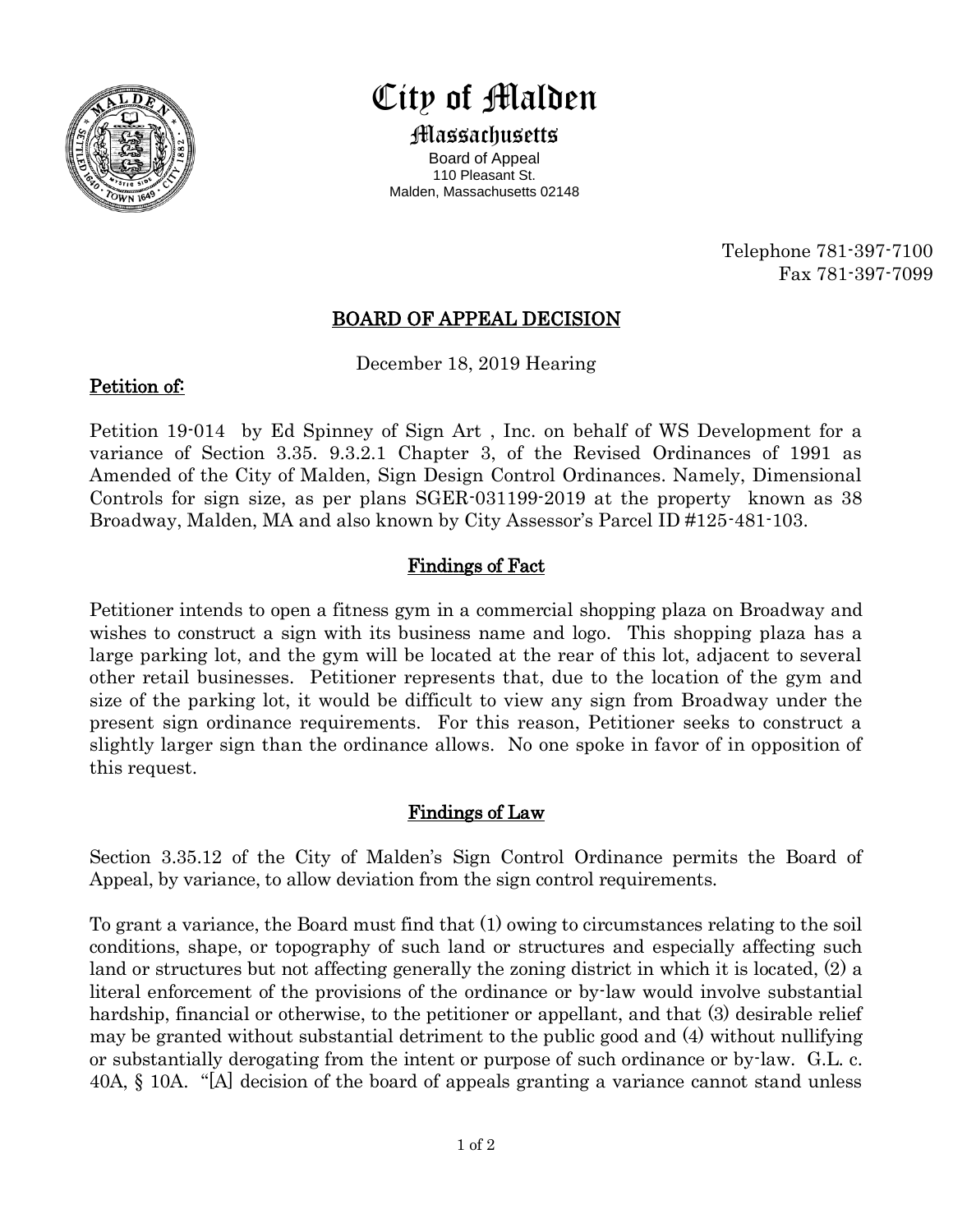# City of Malden

## Massachusetts

Board of Appeal
110 Pleasant St.
Malden, Massachusetts 02148

Telephone 781-397-7100
Fax 781-397-7099

## BOARD OF APPEAL DECISION

December 18, 2019 Hearing

### Petition of:

Petition 19-014 by Ed Spinney of Sign Art , Inc. on behalf of WS Development for a variance of Section 3.35. 9.3.2.1 Chapter 3, of the Revised Ordinances of 1991 as Amended of the City of Malden, Sign Design Control Ordinances. Namely, Dimensional Controls for sign size, as per plans SGER-031199-2019 at the property known as 38 Broadway, Malden, MA and also known by City Assessor's Parcel ID #125-481-103.

### Findings of Fact

Petitioner intends to open a fitness gym in a commercial shopping plaza on Broadway and wishes to construct a sign with its business name and logo. This shopping plaza has a large parking lot, and the gym will be located at the rear of this lot, adjacent to several other retail businesses. Petitioner represents that, due to the location of the gym and size of the parking lot, it would be difficult to view any sign from Broadway under the present sign ordinance requirements. For this reason, Petitioner seeks to construct a slightly larger sign than the ordinance allows. No one spoke in favor of in opposition of this request.

### Findings of Law

Section 3.35.12 of the City of Malden's Sign Control Ordinance permits the Board of Appeal, by variance, to allow deviation from the sign control requirements.

To grant a variance, the Board must find that (1) owing to circumstances relating to the soil conditions, shape, or topography of such land or structures and especially affecting such land or structures but not affecting generally the zoning district in which it is located, (2) a literal enforcement of the provisions of the ordinance or by-law would involve substantial hardship, financial or otherwise, to the petitioner or appellant, and that (3) desirable relief may be granted without substantial detriment to the public good and (4) without nullifying or substantially derogating from the intent or purpose of such ordinance or by-law. G.L. c. 40A, § 10A. "[A] decision of the board of appeals granting a variance cannot stand unless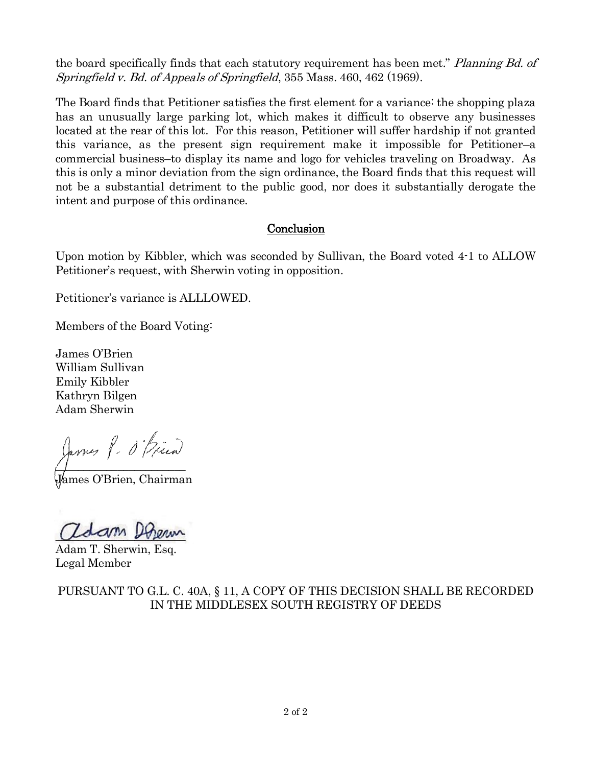the board specifically finds that each statutory requirement has been met." *Planning Bd. of Springfield v. Bd. of Appeals of Springfield*, 355 Mass. 460, 462 (1969).

The Board finds that Petitioner satisfies the first element for a variance: the shopping plaza has an unusually large parking lot, which makes it difficult to observe any businesses located at the rear of this lot. For this reason, Petitioner will suffer hardship if not granted this variance, as the present sign requirement make it impossible for Petitioner–a commercial business–to display its name and logo for vehicles traveling on Broadway. As this is only a minor deviation from the sign ordinance, the Board finds that this request will not be a substantial detriment to the public good, nor does it substantially derogate the intent and purpose of this ordinance.

## Conclusion

Upon motion by Kibbler, which was seconded by Sullivan, the Board voted 4-1 to ALLOW Petitioner's request, with Sherwin voting in opposition.

Petitioner's variance is ALLLOWED.

Members of the Board Voting:

James O'Brien
William Sullivan
Emily Kibbler
Kathryn Bilgen
Adam Sherwin

James O'Brien, Chairman

Adam T. Sherwin, Esq.
Legal Member

PURSUANT TO G.L. C. 40A, § 11, A COPY OF THIS DECISION SHALL BE RECORDED IN THE MIDDLESEX SOUTH REGISTRY OF DEEDS